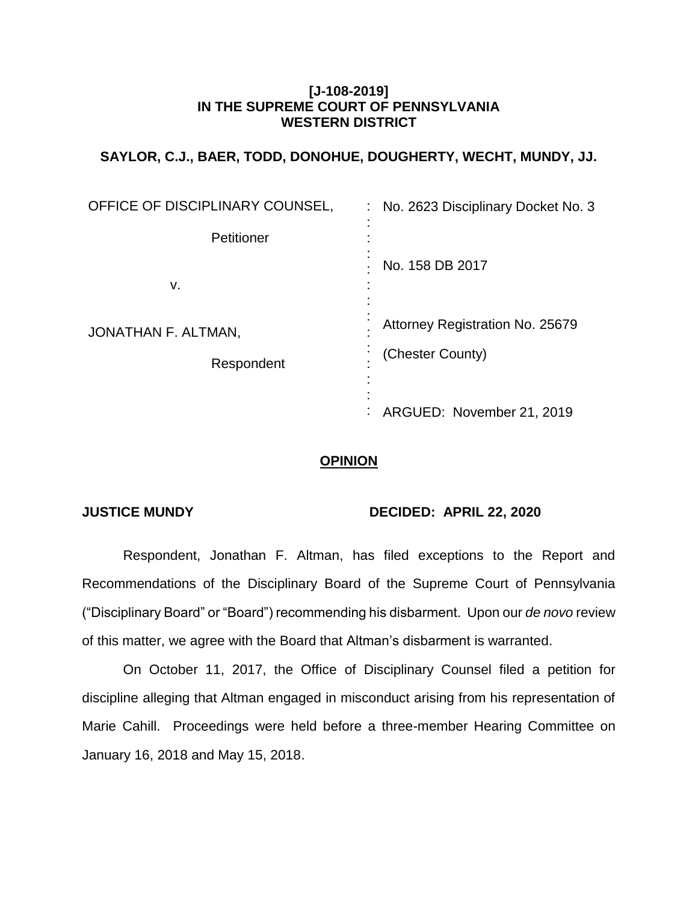**[J-108-2019]**
**IN THE SUPREME COURT OF PENNSYLVANIA**
**WESTERN DISTRICT**

**SAYLOR, C.J., BAER, TODD, DONOHUE, DOUGHERTY, WECHT, MUNDY, JJ.**

| | |
|---|---|
| OFFICE OF DISCIPLINARY COUNSEL, | No. 2623 Disciplinary Docket No. 3 |
| Petitioner | |
| | No. 158 DB 2017 |
| v. | |
| | |
| JONATHAN F. ALTMAN, | Attorney Registration No. 25679 |
| Respondent | (Chester County) |
| | |
| | ARGUED: November 21, 2019 |

**OPINION**

**JUSTICE MUNDY** **DECIDED: APRIL 22, 2020**

Respondent, Jonathan F. Altman, has filed exceptions to the Report and Recommendations of the Disciplinary Board of the Supreme Court of Pennsylvania ("Disciplinary Board" or "Board") recommending his disbarment. Upon our *de novo* review of this matter, we agree with the Board that Altman's disbarment is warranted.

On October 11, 2017, the Office of Disciplinary Counsel filed a petition for discipline alleging that Altman engaged in misconduct arising from his representation of Marie Cahill. Proceedings were held before a three-member Hearing Committee on January 16, 2018 and May 15, 2018.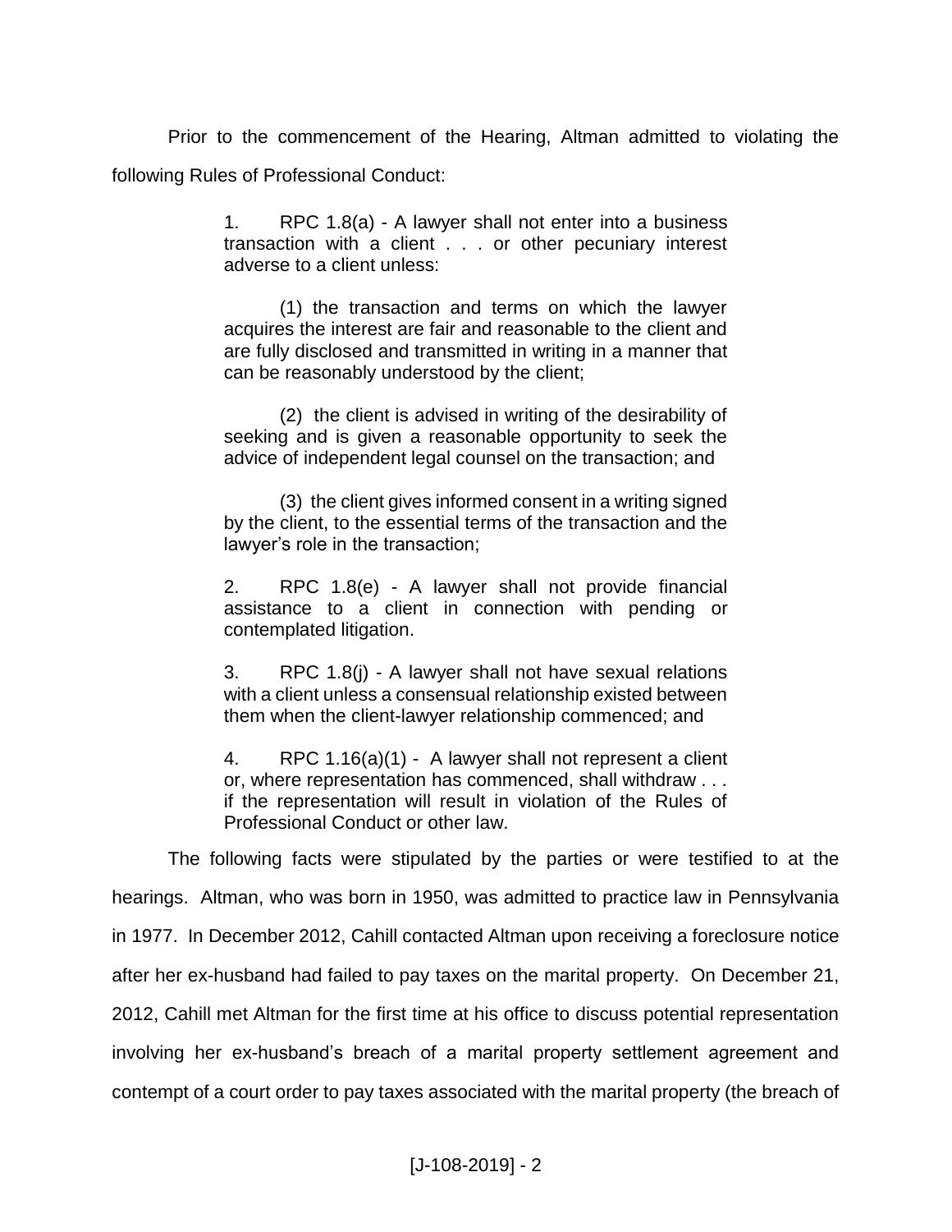Prior to the commencement of the Hearing, Altman admitted to violating the following Rules of Professional Conduct:

> 1. RPC 1.8(a) - A lawyer shall not enter into a business transaction with a client . . . or other pecuniary interest adverse to a client unless:
>
> (1) the transaction and terms on which the lawyer acquires the interest are fair and reasonable to the client and are fully disclosed and transmitted in writing in a manner that can be reasonably understood by the client;
>
> (2) the client is advised in writing of the desirability of seeking and is given a reasonable opportunity to seek the advice of independent legal counsel on the transaction; and
>
> (3) the client gives informed consent in a writing signed by the client, to the essential terms of the transaction and the lawyer's role in the transaction;
>
> 2. RPC 1.8(e) - A lawyer shall not provide financial assistance to a client in connection with pending or contemplated litigation.
>
> 3. RPC 1.8(j) - A lawyer shall not have sexual relations with a client unless a consensual relationship existed between them when the client-lawyer relationship commenced; and
>
> 4. RPC 1.16(a)(1) - A lawyer shall not represent a client or, where representation has commenced, shall withdraw . . . if the representation will result in violation of the Rules of Professional Conduct or other law.

The following facts were stipulated by the parties or were testified to at the hearings. Altman, who was born in 1950, was admitted to practice law in Pennsylvania in 1977. In December 2012, Cahill contacted Altman upon receiving a foreclosure notice after her ex-husband had failed to pay taxes on the marital property. On December 21, 2012, Cahill met Altman for the first time at his office to discuss potential representation involving her ex-husband's breach of a marital property settlement agreement and contempt of a court order to pay taxes associated with the marital property (the breach of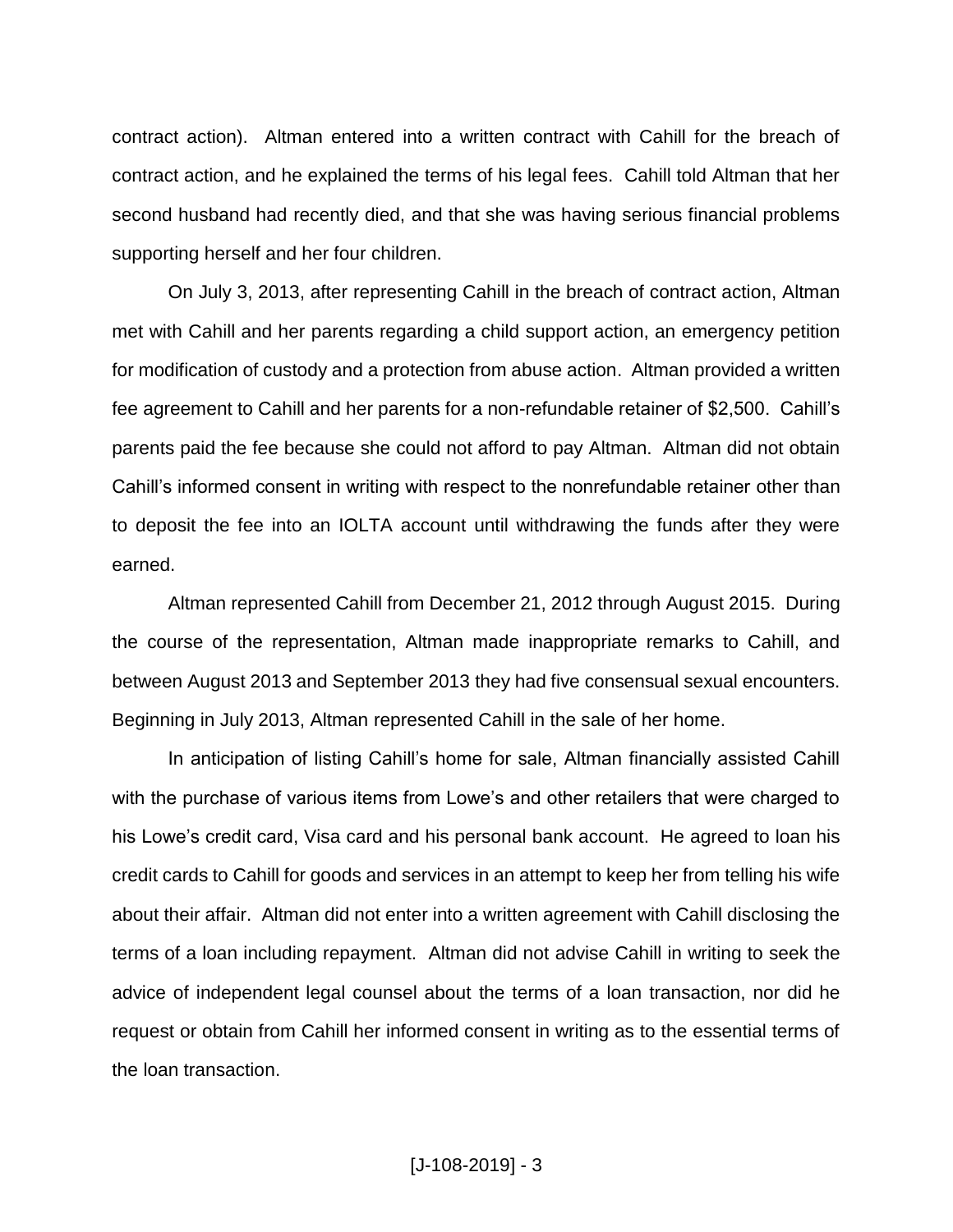contract action). Altman entered into a written contract with Cahill for the breach of contract action, and he explained the terms of his legal fees. Cahill told Altman that her second husband had recently died, and that she was having serious financial problems supporting herself and her four children.

On July 3, 2013, after representing Cahill in the breach of contract action, Altman met with Cahill and her parents regarding a child support action, an emergency petition for modification of custody and a protection from abuse action. Altman provided a written fee agreement to Cahill and her parents for a non-refundable retainer of $2,500. Cahill's parents paid the fee because she could not afford to pay Altman. Altman did not obtain Cahill's informed consent in writing with respect to the nonrefundable retainer other than to deposit the fee into an IOLTA account until withdrawing the funds after they were earned.

Altman represented Cahill from December 21, 2012 through August 2015. During the course of the representation, Altman made inappropriate remarks to Cahill, and between August 2013 and September 2013 they had five consensual sexual encounters. Beginning in July 2013, Altman represented Cahill in the sale of her home.

In anticipation of listing Cahill's home for sale, Altman financially assisted Cahill with the purchase of various items from Lowe's and other retailers that were charged to his Lowe's credit card, Visa card and his personal bank account. He agreed to loan his credit cards to Cahill for goods and services in an attempt to keep her from telling his wife about their affair. Altman did not enter into a written agreement with Cahill disclosing the terms of a loan including repayment. Altman did not advise Cahill in writing to seek the advice of independent legal counsel about the terms of a loan transaction, nor did he request or obtain from Cahill her informed consent in writing as to the essential terms of the loan transaction.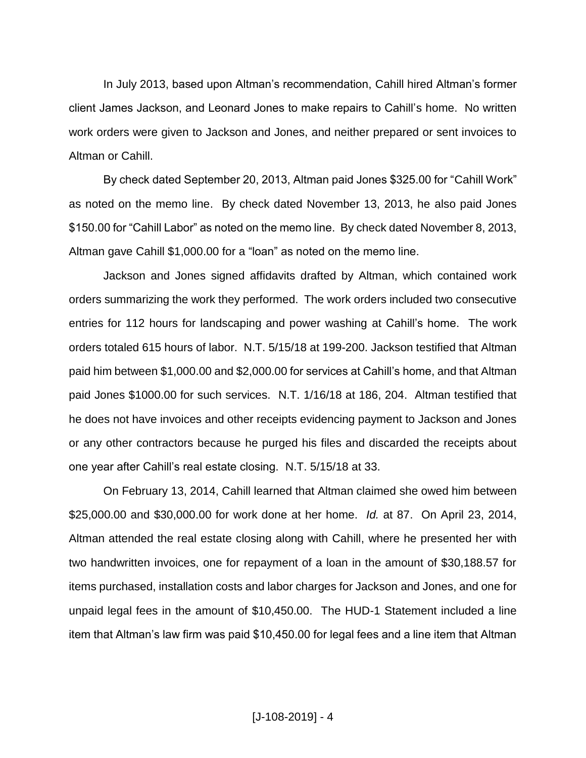In July 2013, based upon Altman's recommendation, Cahill hired Altman's former client James Jackson, and Leonard Jones to make repairs to Cahill's home. No written work orders were given to Jackson and Jones, and neither prepared or sent invoices to Altman or Cahill.

By check dated September 20, 2013, Altman paid Jones $325.00 for "Cahill Work" as noted on the memo line. By check dated November 13, 2013, he also paid Jones $150.00 for "Cahill Labor" as noted on the memo line. By check dated November 8, 2013, Altman gave Cahill $1,000.00 for a "loan" as noted on the memo line.

Jackson and Jones signed affidavits drafted by Altman, which contained work orders summarizing the work they performed. The work orders included two consecutive entries for 112 hours for landscaping and power washing at Cahill's home. The work orders totaled 615 hours of labor. N.T. 5/15/18 at 199-200. Jackson testified that Altman paid him between $1,000.00 and $2,000.00 for services at Cahill's home, and that Altman paid Jones $1000.00 for such services. N.T. 1/16/18 at 186, 204. Altman testified that he does not have invoices and other receipts evidencing payment to Jackson and Jones or any other contractors because he purged his files and discarded the receipts about one year after Cahill's real estate closing. N.T. 5/15/18 at 33.

On February 13, 2014, Cahill learned that Altman claimed she owed him between $25,000.00 and $30,000.00 for work done at her home. *Id.* at 87. On April 23, 2014, Altman attended the real estate closing along with Cahill, where he presented her with two handwritten invoices, one for repayment of a loan in the amount of $30,188.57 for items purchased, installation costs and labor charges for Jackson and Jones, and one for unpaid legal fees in the amount of $10,450.00. The HUD-1 Statement included a line item that Altman's law firm was paid $10,450.00 for legal fees and a line item that Altman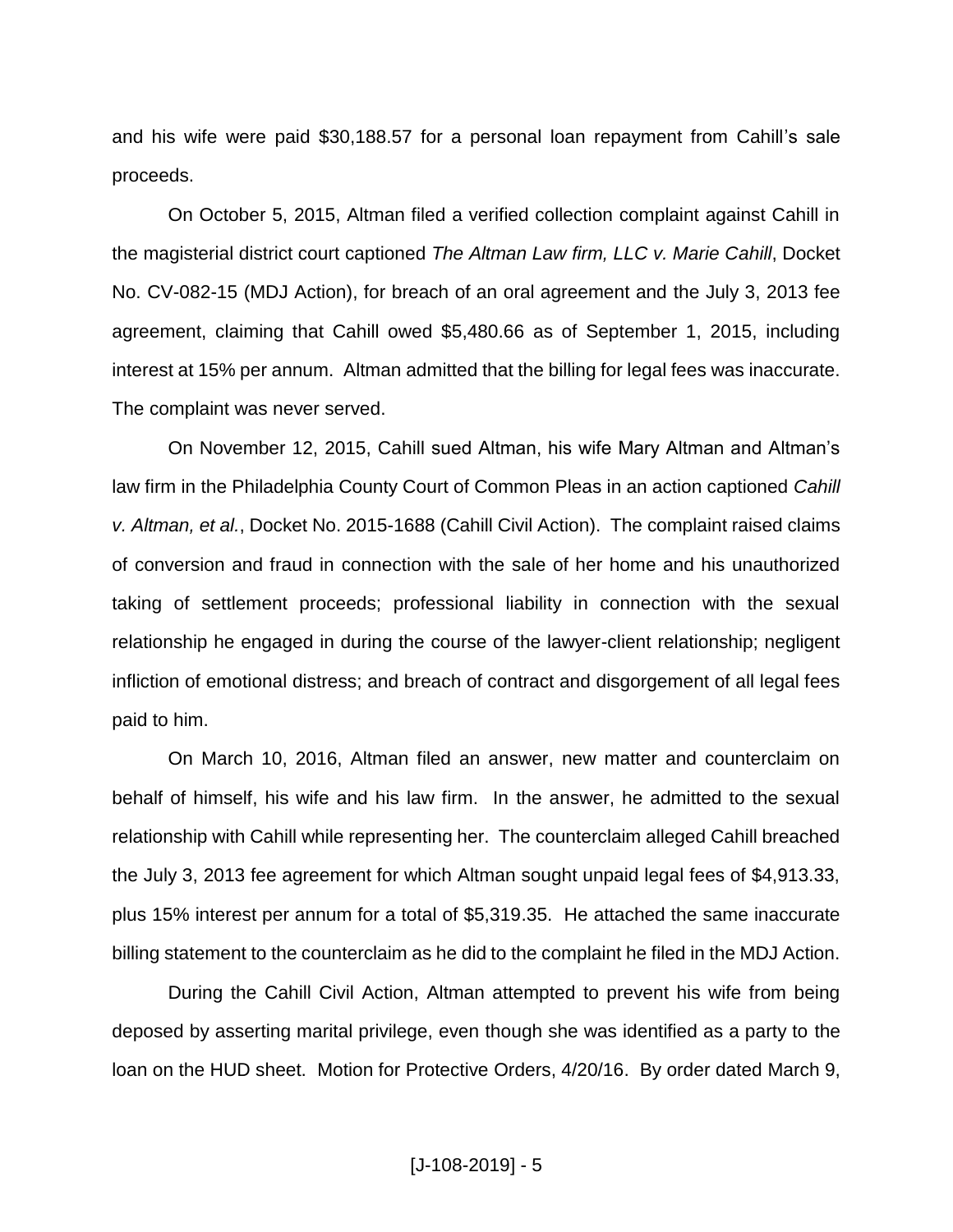and his wife were paid $30,188.57 for a personal loan repayment from Cahill's sale proceeds.

On October 5, 2015, Altman filed a verified collection complaint against Cahill in the magisterial district court captioned *The Altman Law firm, LLC v. Marie Cahill*, Docket No. CV-082-15 (MDJ Action), for breach of an oral agreement and the July 3, 2013 fee agreement, claiming that Cahill owed $5,480.66 as of September 1, 2015, including interest at 15% per annum. Altman admitted that the billing for legal fees was inaccurate. The complaint was never served.

On November 12, 2015, Cahill sued Altman, his wife Mary Altman and Altman's law firm in the Philadelphia County Court of Common Pleas in an action captioned *Cahill v. Altman, et al.*, Docket No. 2015-1688 (Cahill Civil Action). The complaint raised claims of conversion and fraud in connection with the sale of her home and his unauthorized taking of settlement proceeds; professional liability in connection with the sexual relationship he engaged in during the course of the lawyer-client relationship; negligent infliction of emotional distress; and breach of contract and disgorgement of all legal fees paid to him.

On March 10, 2016, Altman filed an answer, new matter and counterclaim on behalf of himself, his wife and his law firm. In the answer, he admitted to the sexual relationship with Cahill while representing her. The counterclaim alleged Cahill breached the July 3, 2013 fee agreement for which Altman sought unpaid legal fees of $4,913.33, plus 15% interest per annum for a total of $5,319.35. He attached the same inaccurate billing statement to the counterclaim as he did to the complaint he filed in the MDJ Action.

During the Cahill Civil Action, Altman attempted to prevent his wife from being deposed by asserting marital privilege, even though she was identified as a party to the loan on the HUD sheet. Motion for Protective Orders, 4/20/16. By order dated March 9,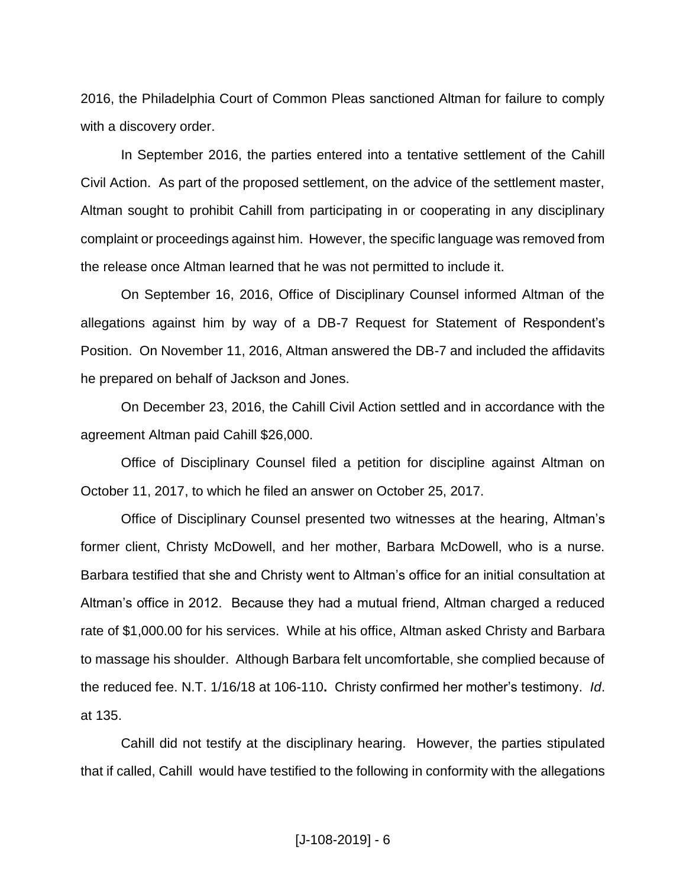2016, the Philadelphia Court of Common Pleas sanctioned Altman for failure to comply with a discovery order.

In September 2016, the parties entered into a tentative settlement of the Cahill Civil Action. As part of the proposed settlement, on the advice of the settlement master, Altman sought to prohibit Cahill from participating in or cooperating in any disciplinary complaint or proceedings against him. However, the specific language was removed from the release once Altman learned that he was not permitted to include it.

On September 16, 2016, Office of Disciplinary Counsel informed Altman of the allegations against him by way of a DB-7 Request for Statement of Respondent's Position. On November 11, 2016, Altman answered the DB-7 and included the affidavits he prepared on behalf of Jackson and Jones.

On December 23, 2016, the Cahill Civil Action settled and in accordance with the agreement Altman paid Cahill $26,000.

Office of Disciplinary Counsel filed a petition for discipline against Altman on October 11, 2017, to which he filed an answer on October 25, 2017.

Office of Disciplinary Counsel presented two witnesses at the hearing, Altman's former client, Christy McDowell, and her mother, Barbara McDowell, who is a nurse. Barbara testified that she and Christy went to Altman's office for an initial consultation at Altman's office in 2012. Because they had a mutual friend, Altman charged a reduced rate of $1,000.00 for his services. While at his office, Altman asked Christy and Barbara to massage his shoulder. Although Barbara felt uncomfortable, she complied because of the reduced fee. N.T. 1/16/18 at 106-110**.** Christy confirmed her mother's testimony. *Id*. at 135.

Cahill did not testify at the disciplinary hearing. However, the parties stipulated that if called, Cahill would have testified to the following in conformity with the allegations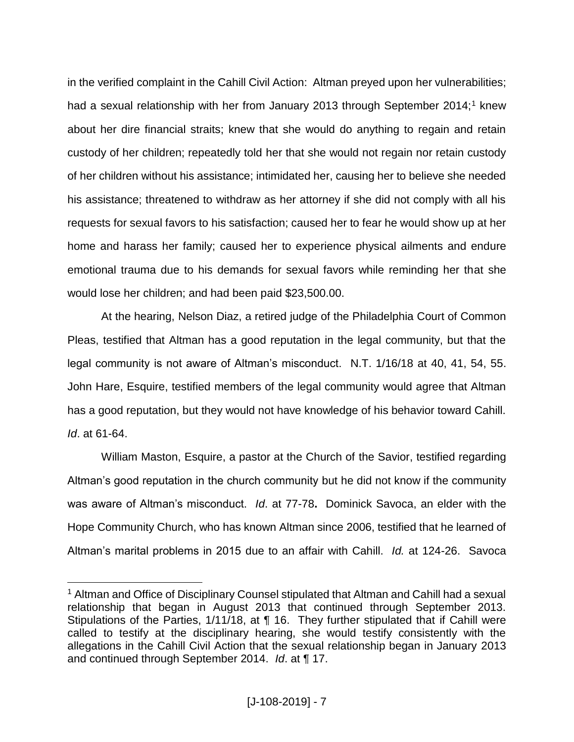in the verified complaint in the Cahill Civil Action: Altman preyed upon her vulnerabilities; had a sexual relationship with her from January 2013 through September 2014;[1] knew about her dire financial straits; knew that she would do anything to regain and retain custody of her children; repeatedly told her that she would not regain nor retain custody of her children without his assistance; intimidated her, causing her to believe she needed his assistance; threatened to withdraw as her attorney if she did not comply with all his requests for sexual favors to his satisfaction; caused her to fear he would show up at her home and harass her family; caused her to experience physical ailments and endure emotional trauma due to his demands for sexual favors while reminding her that she would lose her children; and had been paid $23,500.00.

At the hearing, Nelson Diaz, a retired judge of the Philadelphia Court of Common Pleas, testified that Altman has a good reputation in the legal community, but that the legal community is not aware of Altman's misconduct. N.T. 1/16/18 at 40, 41, 54, 55. John Hare, Esquire, testified members of the legal community would agree that Altman has a good reputation, but they would not have knowledge of his behavior toward Cahill. *Id*. at 61-64.

William Maston, Esquire, a pastor at the Church of the Savior, testified regarding Altman's good reputation in the church community but he did not know if the community was aware of Altman's misconduct. *Id*. at 77-78**.** Dominick Savoca, an elder with the Hope Community Church, who has known Altman since 2006, testified that he learned of Altman's marital problems in 2015 due to an affair with Cahill. *Id.* at 124-26. Savoca

---

[1] Altman and Office of Disciplinary Counsel stipulated that Altman and Cahill had a sexual relationship that began in August 2013 that continued through September 2013. Stipulations of the Parties, 1/11/18, at ¶ 16. They further stipulated that if Cahill were called to testify at the disciplinary hearing, she would testify consistently with the allegations in the Cahill Civil Action that the sexual relationship began in January 2013 and continued through September 2014. *Id*. at ¶ 17.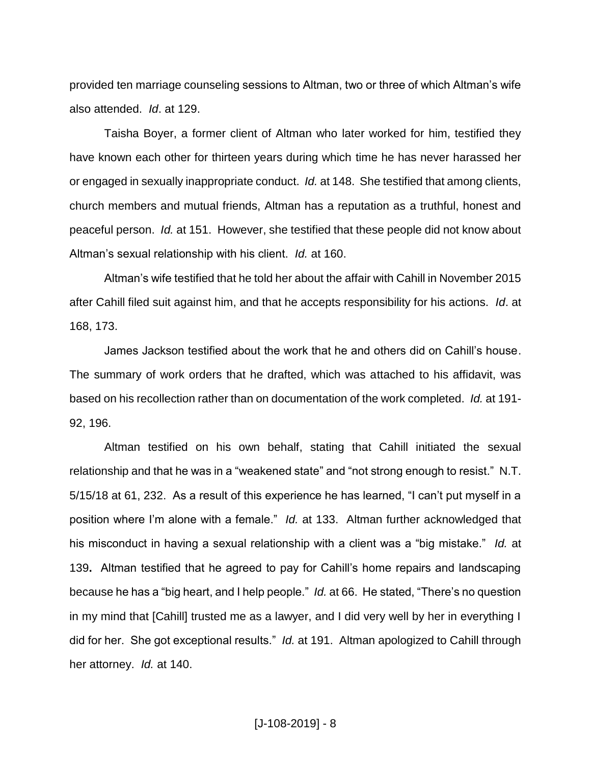provided ten marriage counseling sessions to Altman, two or three of which Altman's wife also attended. *Id*. at 129.

Taisha Boyer, a former client of Altman who later worked for him, testified they have known each other for thirteen years during which time he has never harassed her or engaged in sexually inappropriate conduct. *Id.* at 148. She testified that among clients, church members and mutual friends, Altman has a reputation as a truthful, honest and peaceful person. *Id.* at 151. However, she testified that these people did not know about Altman's sexual relationship with his client. *Id.* at 160.

Altman's wife testified that he told her about the affair with Cahill in November 2015 after Cahill filed suit against him, and that he accepts responsibility for his actions. *Id*. at 168, 173.

James Jackson testified about the work that he and others did on Cahill's house. The summary of work orders that he drafted, which was attached to his affidavit, was based on his recollection rather than on documentation of the work completed. *Id.* at 191-92, 196.

Altman testified on his own behalf, stating that Cahill initiated the sexual relationship and that he was in a "weakened state" and "not strong enough to resist." N.T. 5/15/18 at 61, 232. As a result of this experience he has learned, "I can't put myself in a position where I'm alone with a female." *Id.* at 133. Altman further acknowledged that his misconduct in having a sexual relationship with a client was a "big mistake." *Id.* at 139**.** Altman testified that he agreed to pay for Cahill's home repairs and landscaping because he has a "big heart, and I help people." *Id.* at 66. He stated, "There's no question in my mind that [Cahill] trusted me as a lawyer, and I did very well by her in everything I did for her. She got exceptional results." *Id.* at 191. Altman apologized to Cahill through her attorney. *Id.* at 140.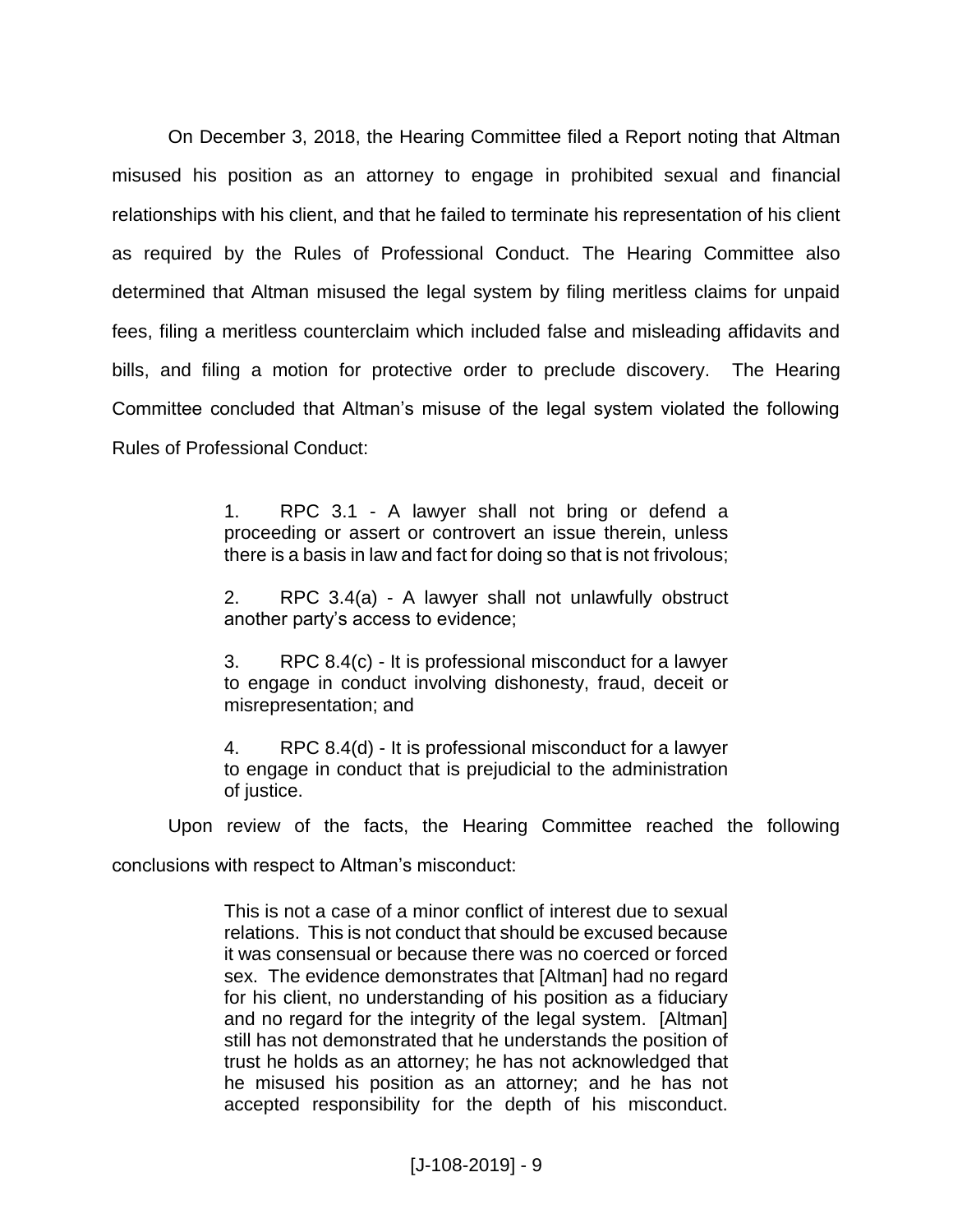On December 3, 2018, the Hearing Committee filed a Report noting that Altman misused his position as an attorney to engage in prohibited sexual and financial relationships with his client, and that he failed to terminate his representation of his client as required by the Rules of Professional Conduct. The Hearing Committee also determined that Altman misused the legal system by filing meritless claims for unpaid fees, filing a meritless counterclaim which included false and misleading affidavits and bills, and filing a motion for protective order to preclude discovery. The Hearing Committee concluded that Altman's misuse of the legal system violated the following Rules of Professional Conduct:

> 1. RPC 3.1 - A lawyer shall not bring or defend a proceeding or assert or controvert an issue therein, unless there is a basis in law and fact for doing so that is not frivolous;
>
> 2. RPC 3.4(a) - A lawyer shall not unlawfully obstruct another party's access to evidence;
>
> 3. RPC 8.4(c) - It is professional misconduct for a lawyer to engage in conduct involving dishonesty, fraud, deceit or misrepresentation; and
>
> 4. RPC 8.4(d) - It is professional misconduct for a lawyer to engage in conduct that is prejudicial to the administration of justice.

Upon review of the facts, the Hearing Committee reached the following conclusions with respect to Altman's misconduct:

> This is not a case of a minor conflict of interest due to sexual relations. This is not conduct that should be excused because it was consensual or because there was no coerced or forced sex. The evidence demonstrates that [Altman] had no regard for his client, no understanding of his position as a fiduciary and no regard for the integrity of the legal system. [Altman] still has not demonstrated that he understands the position of trust he holds as an attorney; he has not acknowledged that he misused his position as an attorney; and he has not accepted responsibility for the depth of his misconduct.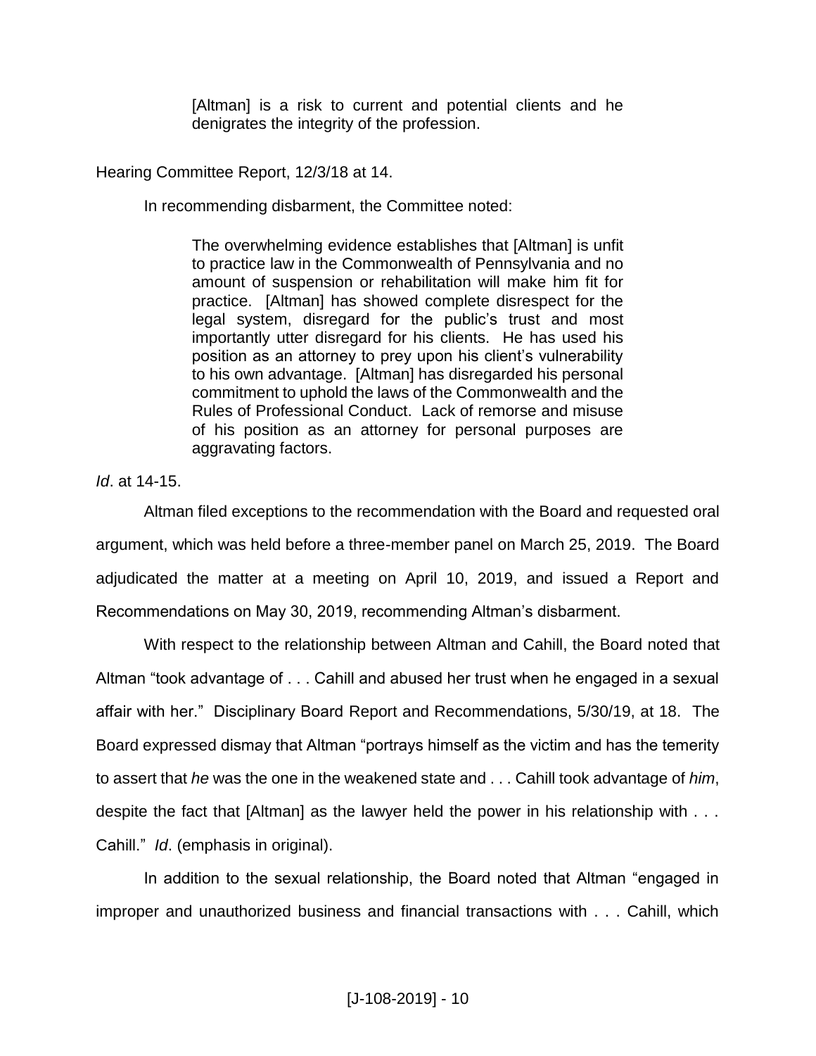> [Altman] is a risk to current and potential clients and he denigrates the integrity of the profession.

Hearing Committee Report, 12/3/18 at 14.

In recommending disbarment, the Committee noted:

> The overwhelming evidence establishes that [Altman] is unfit to practice law in the Commonwealth of Pennsylvania and no amount of suspension or rehabilitation will make him fit for practice. [Altman] has showed complete disrespect for the legal system, disregard for the public's trust and most importantly utter disregard for his clients. He has used his position as an attorney to prey upon his client's vulnerability to his own advantage. [Altman] has disregarded his personal commitment to uphold the laws of the Commonwealth and the Rules of Professional Conduct. Lack of remorse and misuse of his position as an attorney for personal purposes are aggravating factors.

*Id*. at 14-15.

Altman filed exceptions to the recommendation with the Board and requested oral argument, which was held before a three-member panel on March 25, 2019. The Board adjudicated the matter at a meeting on April 10, 2019, and issued a Report and Recommendations on May 30, 2019, recommending Altman's disbarment.

With respect to the relationship between Altman and Cahill, the Board noted that Altman "took advantage of . . . Cahill and abused her trust when he engaged in a sexual affair with her." Disciplinary Board Report and Recommendations, 5/30/19, at 18. The Board expressed dismay that Altman "portrays himself as the victim and has the temerity to assert that *he* was the one in the weakened state and . . . Cahill took advantage of *him*, despite the fact that [Altman] as the lawyer held the power in his relationship with . . . Cahill." *Id*. (emphasis in original).

In addition to the sexual relationship, the Board noted that Altman "engaged in improper and unauthorized business and financial transactions with . . . Cahill, which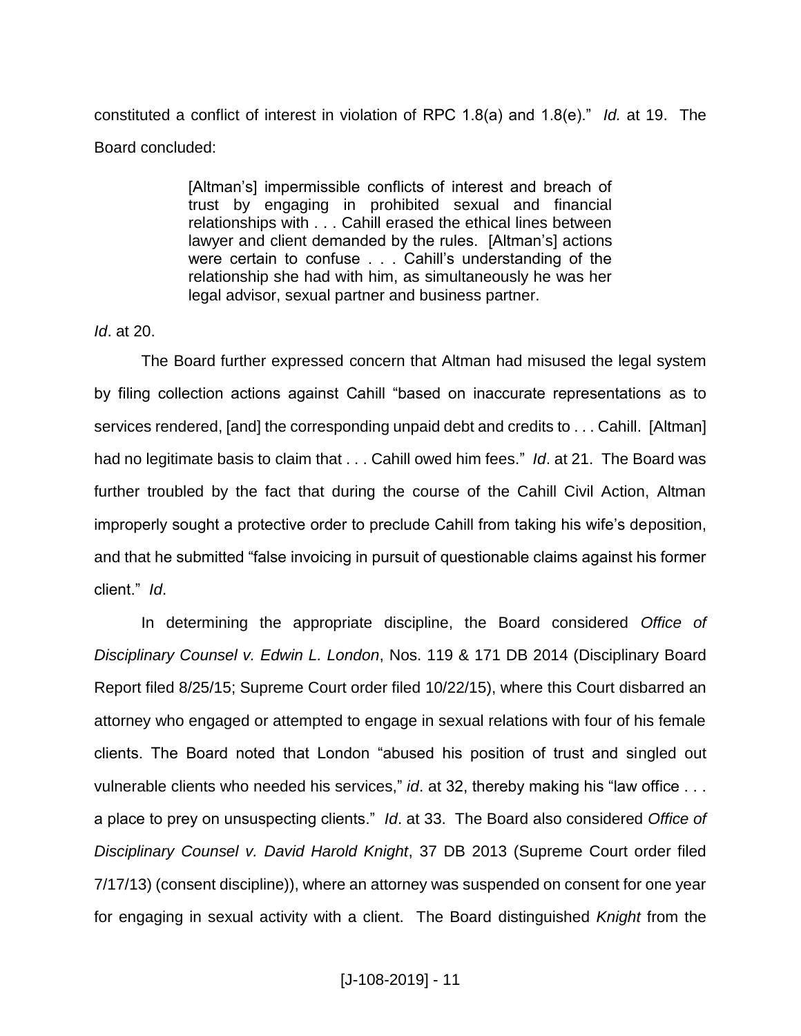constituted a conflict of interest in violation of RPC 1.8(a) and 1.8(e)." *Id.* at 19. The Board concluded:

> [Altman's] impermissible conflicts of interest and breach of trust by engaging in prohibited sexual and financial relationships with . . . Cahill erased the ethical lines between lawyer and client demanded by the rules. [Altman's] actions were certain to confuse . . . Cahill's understanding of the relationship she had with him, as simultaneously he was her legal advisor, sexual partner and business partner.

*Id*. at 20.

The Board further expressed concern that Altman had misused the legal system by filing collection actions against Cahill "based on inaccurate representations as to services rendered, [and] the corresponding unpaid debt and credits to . . . Cahill. [Altman] had no legitimate basis to claim that . . . Cahill owed him fees." *Id*. at 21. The Board was further troubled by the fact that during the course of the Cahill Civil Action, Altman improperly sought a protective order to preclude Cahill from taking his wife's deposition, and that he submitted "false invoicing in pursuit of questionable claims against his former client." *Id*.

In determining the appropriate discipline, the Board considered *Office of Disciplinary Counsel v. Edwin L. London*, Nos. 119 & 171 DB 2014 (Disciplinary Board Report filed 8/25/15; Supreme Court order filed 10/22/15), where this Court disbarred an attorney who engaged or attempted to engage in sexual relations with four of his female clients. The Board noted that London "abused his position of trust and singled out vulnerable clients who needed his services," *id*. at 32, thereby making his "law office . . . a place to prey on unsuspecting clients." *Id*. at 33. The Board also considered *Office of Disciplinary Counsel v. David Harold Knight*, 37 DB 2013 (Supreme Court order filed 7/17/13) (consent discipline)), where an attorney was suspended on consent for one year for engaging in sexual activity with a client. The Board distinguished *Knight* from the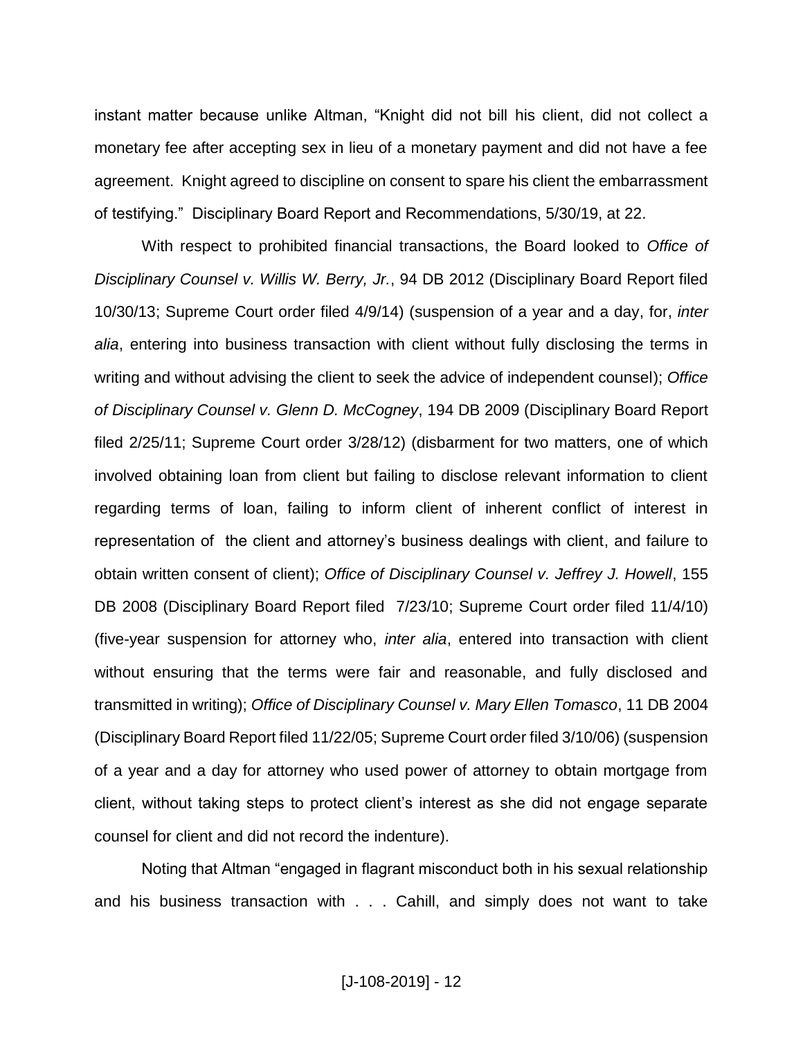instant matter because unlike Altman, "Knight did not bill his client, did not collect a monetary fee after accepting sex in lieu of a monetary payment and did not have a fee agreement. Knight agreed to discipline on consent to spare his client the embarrassment of testifying." Disciplinary Board Report and Recommendations, 5/30/19, at 22.

With respect to prohibited financial transactions, the Board looked to *Office of Disciplinary Counsel v. Willis W. Berry, Jr.*, 94 DB 2012 (Disciplinary Board Report filed 10/30/13; Supreme Court order filed 4/9/14) (suspension of a year and a day, for, *inter alia*, entering into business transaction with client without fully disclosing the terms in writing and without advising the client to seek the advice of independent counsel); *Office of Disciplinary Counsel v. Glenn D. McCogney*, 194 DB 2009 (Disciplinary Board Report filed 2/25/11; Supreme Court order 3/28/12) (disbarment for two matters, one of which involved obtaining loan from client but failing to disclose relevant information to client regarding terms of loan, failing to inform client of inherent conflict of interest in representation of the client and attorney's business dealings with client, and failure to obtain written consent of client); *Office of Disciplinary Counsel v. Jeffrey J. Howell*, 155 DB 2008 (Disciplinary Board Report filed 7/23/10; Supreme Court order filed 11/4/10) (five-year suspension for attorney who, *inter alia*, entered into transaction with client without ensuring that the terms were fair and reasonable, and fully disclosed and transmitted in writing); *Office of Disciplinary Counsel v. Mary Ellen Tomasco*, 11 DB 2004 (Disciplinary Board Report filed 11/22/05; Supreme Court order filed 3/10/06) (suspension of a year and a day for attorney who used power of attorney to obtain mortgage from client, without taking steps to protect client's interest as she did not engage separate counsel for client and did not record the indenture).

Noting that Altman "engaged in flagrant misconduct both in his sexual relationship and his business transaction with . . . Cahill, and simply does not want to take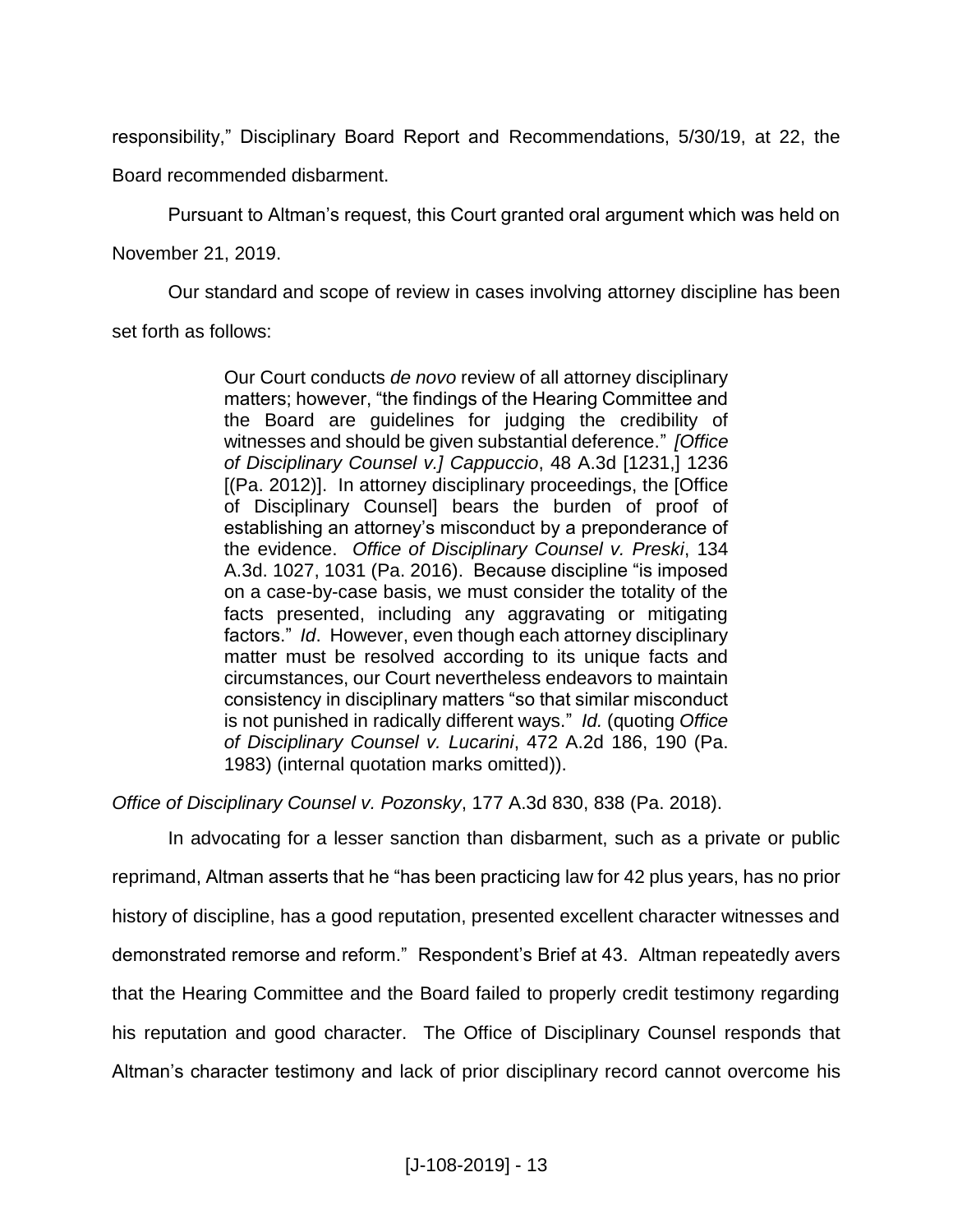responsibility," Disciplinary Board Report and Recommendations, 5/30/19, at 22, the Board recommended disbarment.

Pursuant to Altman's request, this Court granted oral argument which was held on November 21, 2019.

Our standard and scope of review in cases involving attorney discipline has been set forth as follows:

> Our Court conducts *de novo* review of all attorney disciplinary matters; however, "the findings of the Hearing Committee and the Board are guidelines for judging the credibility of witnesses and should be given substantial deference." *[Office of Disciplinary Counsel v.] Cappuccio*, 48 A.3d [1231,] 1236 [(Pa. 2012)]. In attorney disciplinary proceedings, the [Office of Disciplinary Counsel] bears the burden of proof of establishing an attorney's misconduct by a preponderance of the evidence. *Office of Disciplinary Counsel v. Preski*, 134 A.3d. 1027, 1031 (Pa. 2016). Because discipline "is imposed on a case-by-case basis, we must consider the totality of the facts presented, including any aggravating or mitigating factors." *Id*. However, even though each attorney disciplinary matter must be resolved according to its unique facts and circumstances, our Court nevertheless endeavors to maintain consistency in disciplinary matters "so that similar misconduct is not punished in radically different ways." *Id.* (quoting *Office of Disciplinary Counsel v. Lucarini*, 472 A.2d 186, 190 (Pa. 1983) (internal quotation marks omitted)).

*Office of Disciplinary Counsel v. Pozonsky*, 177 A.3d 830, 838 (Pa. 2018).

In advocating for a lesser sanction than disbarment, such as a private or public reprimand, Altman asserts that he "has been practicing law for 42 plus years, has no prior history of discipline, has a good reputation, presented excellent character witnesses and demonstrated remorse and reform." Respondent's Brief at 43. Altman repeatedly avers that the Hearing Committee and the Board failed to properly credit testimony regarding his reputation and good character. The Office of Disciplinary Counsel responds that Altman's character testimony and lack of prior disciplinary record cannot overcome his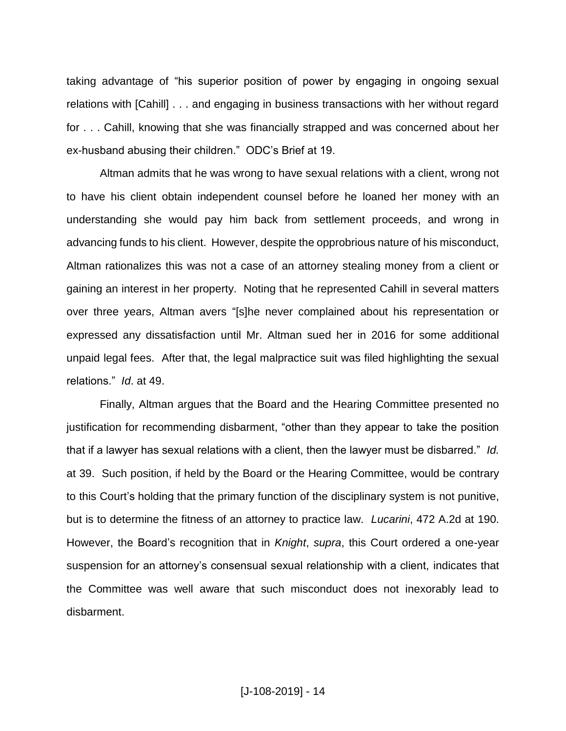taking advantage of "his superior position of power by engaging in ongoing sexual relations with [Cahill] . . . and engaging in business transactions with her without regard for . . . Cahill, knowing that she was financially strapped and was concerned about her ex-husband abusing their children." ODC's Brief at 19.

Altman admits that he was wrong to have sexual relations with a client, wrong not to have his client obtain independent counsel before he loaned her money with an understanding she would pay him back from settlement proceeds, and wrong in advancing funds to his client. However, despite the opprobrious nature of his misconduct, Altman rationalizes this was not a case of an attorney stealing money from a client or gaining an interest in her property. Noting that he represented Cahill in several matters over three years, Altman avers "[s]he never complained about his representation or expressed any dissatisfaction until Mr. Altman sued her in 2016 for some additional unpaid legal fees. After that, the legal malpractice suit was filed highlighting the sexual relations." *Id*. at 49.

Finally, Altman argues that the Board and the Hearing Committee presented no justification for recommending disbarment, "other than they appear to take the position that if a lawyer has sexual relations with a client, then the lawyer must be disbarred." *Id.* at 39. Such position, if held by the Board or the Hearing Committee, would be contrary to this Court's holding that the primary function of the disciplinary system is not punitive, but is to determine the fitness of an attorney to practice law. *Lucarini*, 472 A.2d at 190. However, the Board's recognition that in *Knight*, *supra*, this Court ordered a one-year suspension for an attorney's consensual sexual relationship with a client, indicates that the Committee was well aware that such misconduct does not inexorably lead to disbarment.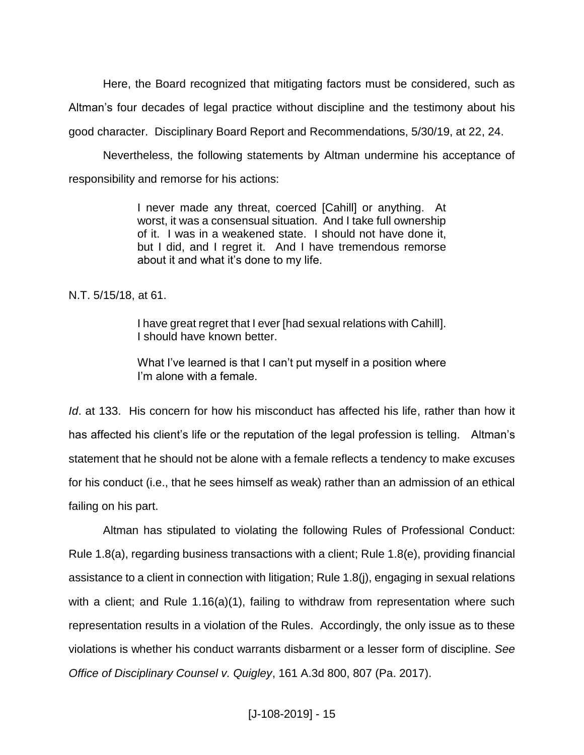Here, the Board recognized that mitigating factors must be considered, such as Altman's four decades of legal practice without discipline and the testimony about his good character. Disciplinary Board Report and Recommendations, 5/30/19, at 22, 24.

Nevertheless, the following statements by Altman undermine his acceptance of responsibility and remorse for his actions:

> I never made any threat, coerced [Cahill] or anything. At worst, it was a consensual situation. And I take full ownership of it. I was in a weakened state. I should not have done it, but I did, and I regret it. And I have tremendous remorse about it and what it's done to my life.

N.T. 5/15/18, at 61.

> I have great regret that I ever [had sexual relations with Cahill]. I should have known better.
>
> What I've learned is that I can't put myself in a position where I'm alone with a female.

*Id*. at 133. His concern for how his misconduct has affected his life, rather than how it has affected his client's life or the reputation of the legal profession is telling. Altman's statement that he should not be alone with a female reflects a tendency to make excuses for his conduct (i.e., that he sees himself as weak) rather than an admission of an ethical failing on his part.

Altman has stipulated to violating the following Rules of Professional Conduct: Rule 1.8(a), regarding business transactions with a client; Rule 1.8(e), providing financial assistance to a client in connection with litigation; Rule 1.8(j), engaging in sexual relations with a client; and Rule 1.16(a)(1), failing to withdraw from representation where such representation results in a violation of the Rules. Accordingly, the only issue as to these violations is whether his conduct warrants disbarment or a lesser form of discipline. *See Office of Disciplinary Counsel v. Quigley*, 161 A.3d 800, 807 (Pa. 2017).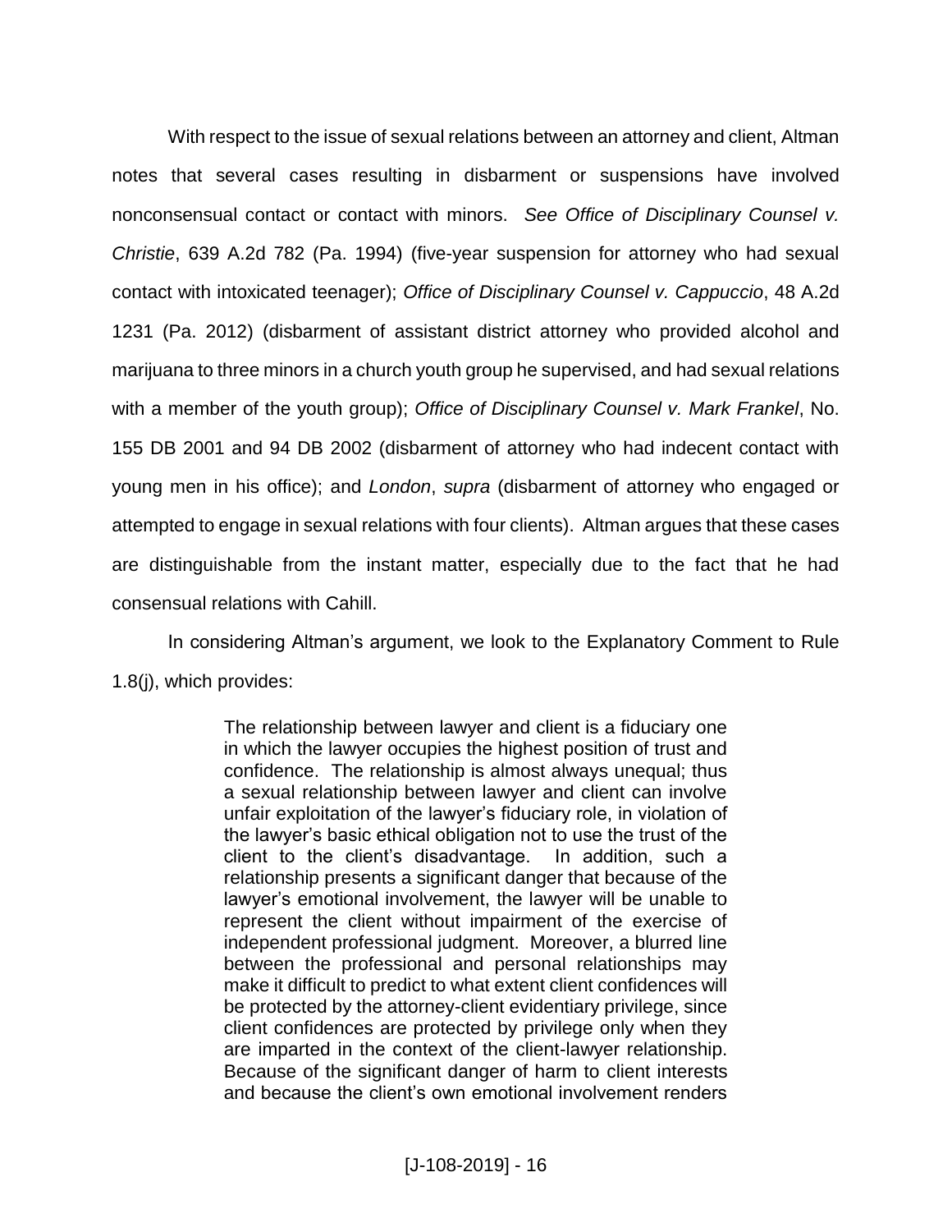With respect to the issue of sexual relations between an attorney and client, Altman notes that several cases resulting in disbarment or suspensions have involved nonconsensual contact or contact with minors. *See Office of Disciplinary Counsel v. Christie*, 639 A.2d 782 (Pa. 1994) (five-year suspension for attorney who had sexual contact with intoxicated teenager); *Office of Disciplinary Counsel v. Cappuccio*, 48 A.2d 1231 (Pa. 2012) (disbarment of assistant district attorney who provided alcohol and marijuana to three minors in a church youth group he supervised, and had sexual relations with a member of the youth group); *Office of Disciplinary Counsel v. Mark Frankel*, No. 155 DB 2001 and 94 DB 2002 (disbarment of attorney who had indecent contact with young men in his office); and *London*, *supra* (disbarment of attorney who engaged or attempted to engage in sexual relations with four clients). Altman argues that these cases are distinguishable from the instant matter, especially due to the fact that he had consensual relations with Cahill.

In considering Altman's argument, we look to the Explanatory Comment to Rule 1.8(j), which provides:

> The relationship between lawyer and client is a fiduciary one in which the lawyer occupies the highest position of trust and confidence. The relationship is almost always unequal; thus a sexual relationship between lawyer and client can involve unfair exploitation of the lawyer's fiduciary role, in violation of the lawyer's basic ethical obligation not to use the trust of the client to the client's disadvantage. In addition, such a relationship presents a significant danger that because of the lawyer's emotional involvement, the lawyer will be unable to represent the client without impairment of the exercise of independent professional judgment. Moreover, a blurred line between the professional and personal relationships may make it difficult to predict to what extent client confidences will be protected by the attorney-client evidentiary privilege, since client confidences are protected by privilege only when they are imparted in the context of the client-lawyer relationship. Because of the significant danger of harm to client interests and because the client's own emotional involvement renders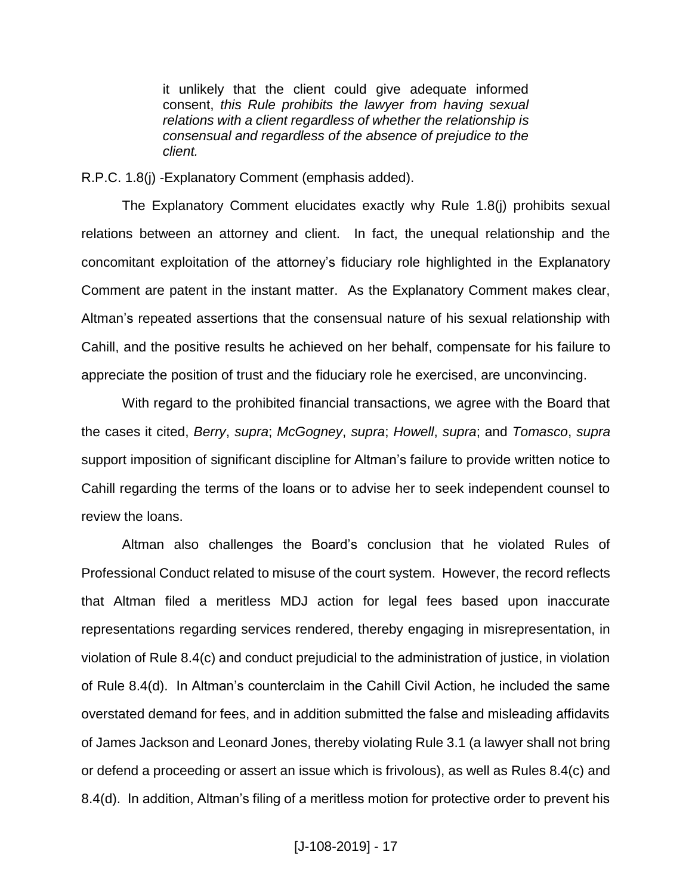> it unlikely that the client could give adequate informed consent, *this Rule prohibits the lawyer from having sexual relations with a client regardless of whether the relationship is consensual and regardless of the absence of prejudice to the client.*

R.P.C. 1.8(j) -Explanatory Comment (emphasis added).

The Explanatory Comment elucidates exactly why Rule 1.8(j) prohibits sexual relations between an attorney and client. In fact, the unequal relationship and the concomitant exploitation of the attorney's fiduciary role highlighted in the Explanatory Comment are patent in the instant matter. As the Explanatory Comment makes clear, Altman's repeated assertions that the consensual nature of his sexual relationship with Cahill, and the positive results he achieved on her behalf, compensate for his failure to appreciate the position of trust and the fiduciary role he exercised, are unconvincing.

With regard to the prohibited financial transactions, we agree with the Board that the cases it cited, *Berry*, *supra*; *McGogney*, *supra*; *Howell*, *supra*; and *Tomasco*, *supra* support imposition of significant discipline for Altman's failure to provide written notice to Cahill regarding the terms of the loans or to advise her to seek independent counsel to review the loans.

Altman also challenges the Board's conclusion that he violated Rules of Professional Conduct related to misuse of the court system. However, the record reflects that Altman filed a meritless MDJ action for legal fees based upon inaccurate representations regarding services rendered, thereby engaging in misrepresentation, in violation of Rule 8.4(c) and conduct prejudicial to the administration of justice, in violation of Rule 8.4(d). In Altman's counterclaim in the Cahill Civil Action, he included the same overstated demand for fees, and in addition submitted the false and misleading affidavits of James Jackson and Leonard Jones, thereby violating Rule 3.1 (a lawyer shall not bring or defend a proceeding or assert an issue which is frivolous), as well as Rules 8.4(c) and 8.4(d). In addition, Altman's filing of a meritless motion for protective order to prevent his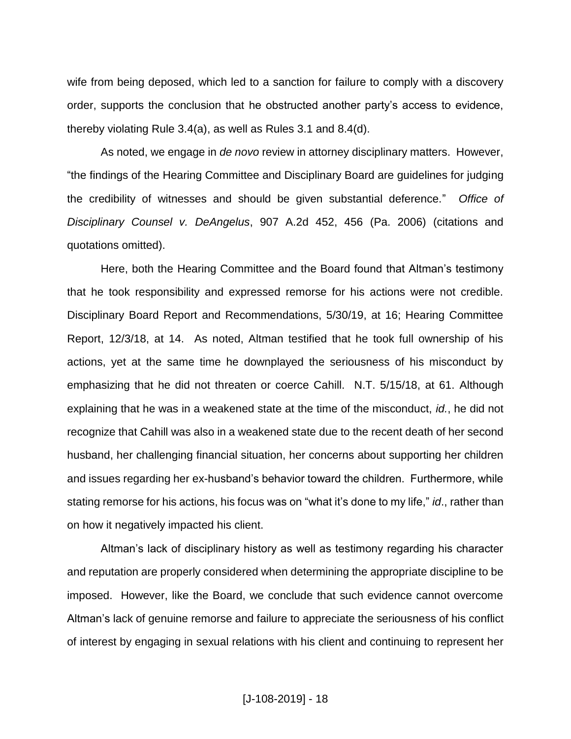wife from being deposed, which led to a sanction for failure to comply with a discovery order, supports the conclusion that he obstructed another party's access to evidence, thereby violating Rule 3.4(a), as well as Rules 3.1 and 8.4(d).

As noted, we engage in *de novo* review in attorney disciplinary matters. However, "the findings of the Hearing Committee and Disciplinary Board are guidelines for judging the credibility of witnesses and should be given substantial deference." *Office of Disciplinary Counsel v. DeAngelus*, 907 A.2d 452, 456 (Pa. 2006) (citations and quotations omitted).

Here, both the Hearing Committee and the Board found that Altman's testimony that he took responsibility and expressed remorse for his actions were not credible. Disciplinary Board Report and Recommendations, 5/30/19, at 16; Hearing Committee Report, 12/3/18, at 14. As noted, Altman testified that he took full ownership of his actions, yet at the same time he downplayed the seriousness of his misconduct by emphasizing that he did not threaten or coerce Cahill. N.T. 5/15/18, at 61. Although explaining that he was in a weakened state at the time of the misconduct, *id.*, he did not recognize that Cahill was also in a weakened state due to the recent death of her second husband, her challenging financial situation, her concerns about supporting her children and issues regarding her ex-husband's behavior toward the children. Furthermore, while stating remorse for his actions, his focus was on "what it's done to my life," *id*., rather than on how it negatively impacted his client.

Altman's lack of disciplinary history as well as testimony regarding his character and reputation are properly considered when determining the appropriate discipline to be imposed. However, like the Board, we conclude that such evidence cannot overcome Altman's lack of genuine remorse and failure to appreciate the seriousness of his conflict of interest by engaging in sexual relations with his client and continuing to represent her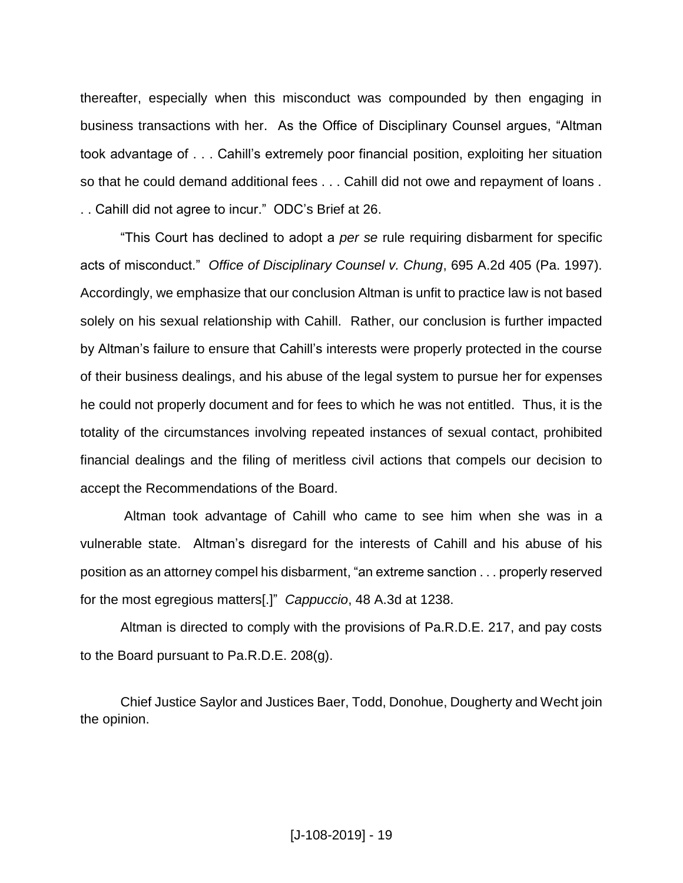thereafter, especially when this misconduct was compounded by then engaging in business transactions with her. As the Office of Disciplinary Counsel argues, "Altman took advantage of . . . Cahill's extremely poor financial position, exploiting her situation so that he could demand additional fees . . . Cahill did not owe and repayment of loans . . . Cahill did not agree to incur." ODC's Brief at 26.

"This Court has declined to adopt a *per se* rule requiring disbarment for specific acts of misconduct." *Office of Disciplinary Counsel v. Chung*, 695 A.2d 405 (Pa. 1997). Accordingly, we emphasize that our conclusion Altman is unfit to practice law is not based solely on his sexual relationship with Cahill. Rather, our conclusion is further impacted by Altman's failure to ensure that Cahill's interests were properly protected in the course of their business dealings, and his abuse of the legal system to pursue her for expenses he could not properly document and for fees to which he was not entitled. Thus, it is the totality of the circumstances involving repeated instances of sexual contact, prohibited financial dealings and the filing of meritless civil actions that compels our decision to accept the Recommendations of the Board.

Altman took advantage of Cahill who came to see him when she was in a vulnerable state. Altman's disregard for the interests of Cahill and his abuse of his position as an attorney compel his disbarment, "an extreme sanction . . . properly reserved for the most egregious matters[.]" *Cappuccio*, 48 A.3d at 1238.

Altman is directed to comply with the provisions of Pa.R.D.E. 217, and pay costs to the Board pursuant to Pa.R.D.E. 208(g).

Chief Justice Saylor and Justices Baer, Todd, Donohue, Dougherty and Wecht join the opinion.